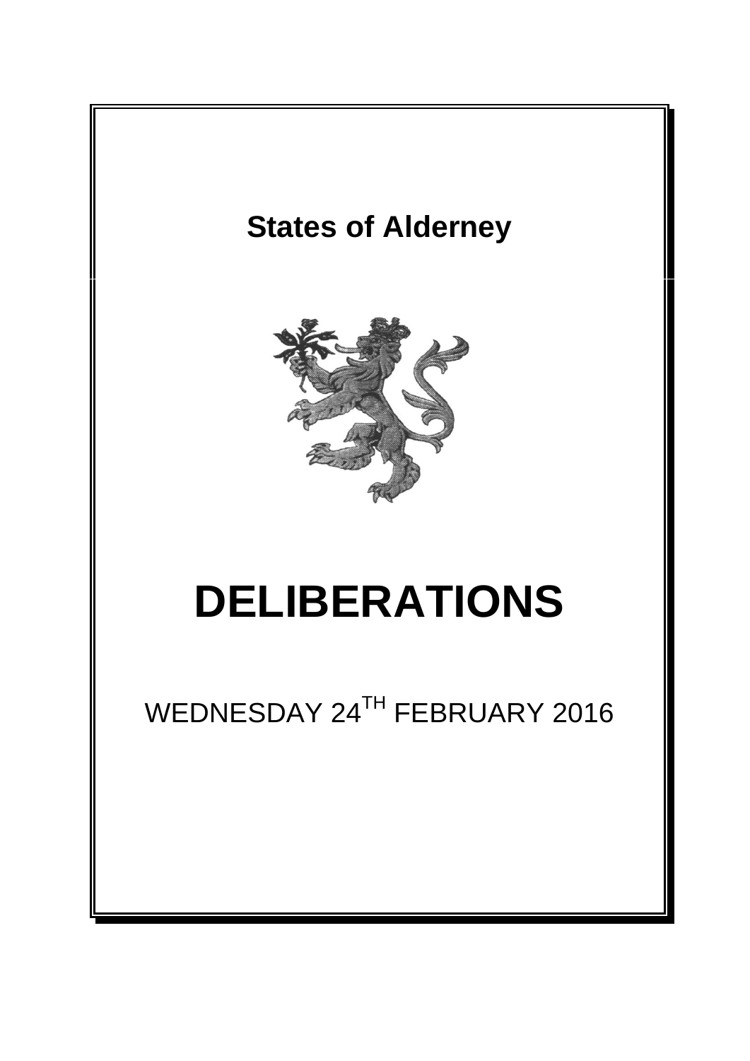# States of Alderney

# DELIBERATIONS

WEDNESDAY 24[TH] FEBRUARY 2016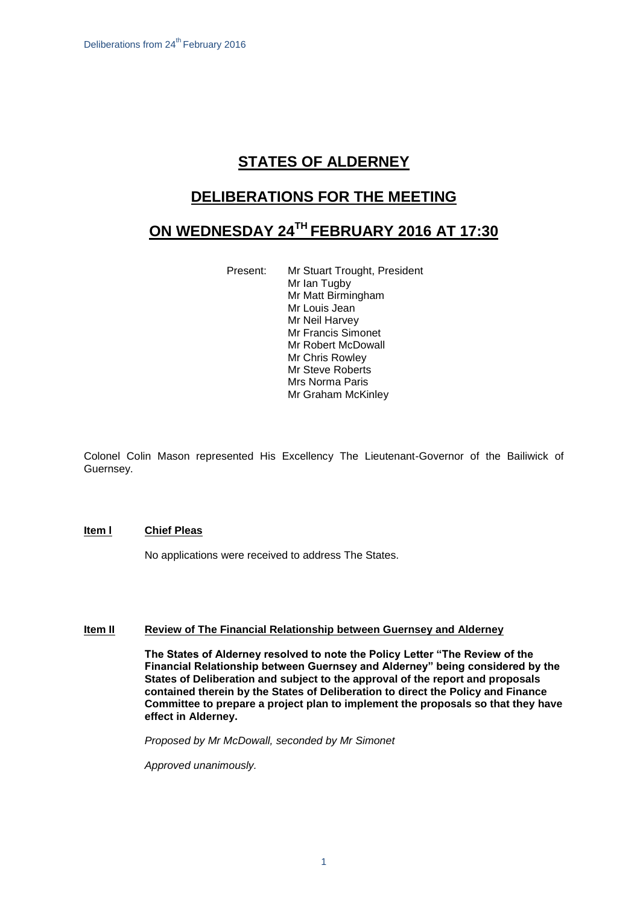# STATES OF ALDERNEY

## DELIBERATIONS FOR THE MEETING

## ON WEDNESDAY 24TH FEBRUARY 2016 AT 17:30

Present: Mr Stuart Trought, President
Mr Ian Tugby
Mr Matt Birmingham
Mr Louis Jean
Mr Neil Harvey
Mr Francis Simonet
Mr Robert McDowall
Mr Chris Rowley
Mr Steve Roberts
Mrs Norma Paris
Mr Graham McKinley

Colonel Colin Mason represented His Excellency The Lieutenant-Governor of the Bailiwick of Guernsey.

**Item I** **Chief Pleas**

No applications were received to address The States.

**Item II** **Review of The Financial Relationship between Guernsey and Alderney**

**The States of Alderney resolved to note the Policy Letter "The Review of the Financial Relationship between Guernsey and Alderney" being considered by the States of Deliberation and subject to the approval of the report and proposals contained therein by the States of Deliberation to direct the Policy and Finance Committee to prepare a project plan to implement the proposals so that they have effect in Alderney.**

*Proposed by Mr McDowall, seconded by Mr Simonet*

*Approved unanimously.*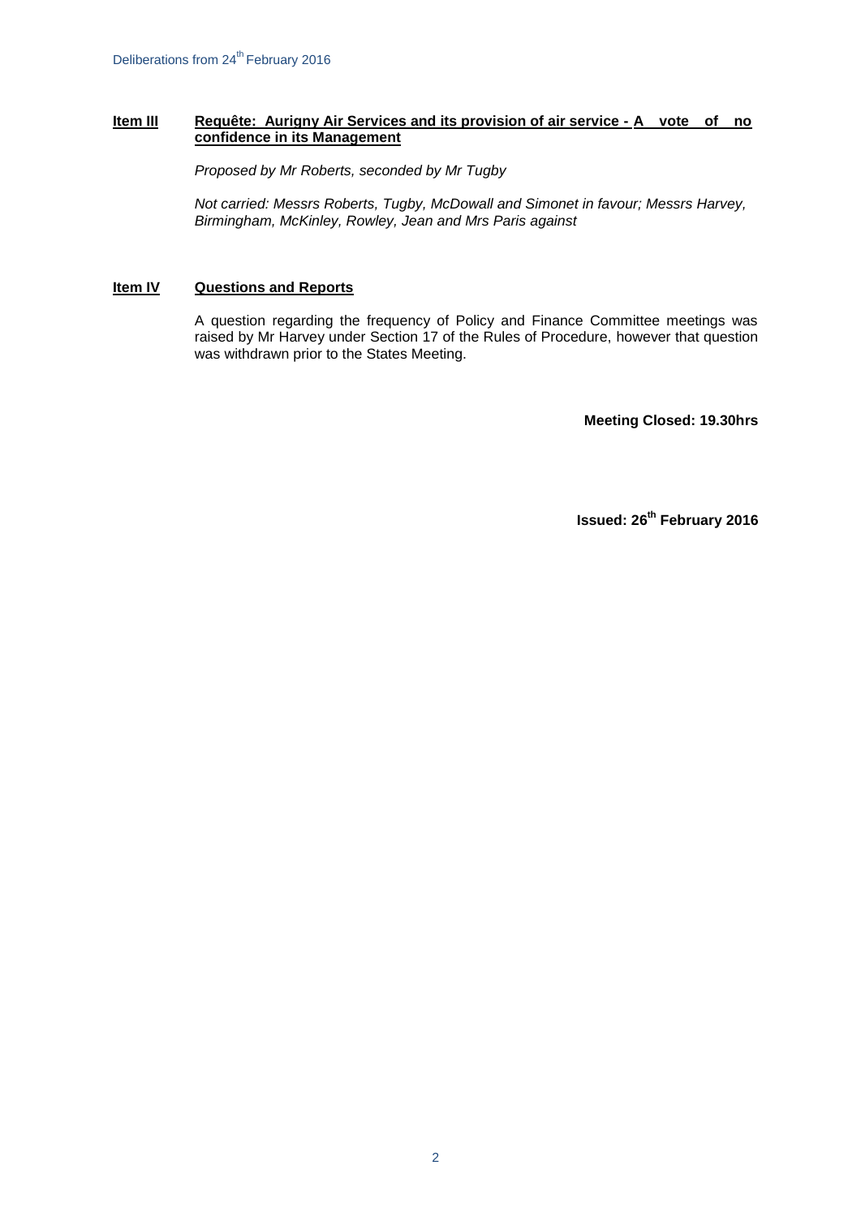**Item III** **Requête: Aurigny Air Services and its provision of air service - A vote of no confidence in its Management**

*Proposed by Mr Roberts, seconded by Mr Tugby*

*Not carried: Messrs Roberts, Tugby, McDowall and Simonet in favour; Messrs Harvey, Birmingham, McKinley, Rowley, Jean and Mrs Paris against*

**Item IV** **Questions and Reports**

A question regarding the frequency of Policy and Finance Committee meetings was raised by Mr Harvey under Section 17 of the Rules of Procedure, however that question was withdrawn prior to the States Meeting.

**Meeting Closed: 19.30hrs**

**Issued: 26th February 2016**